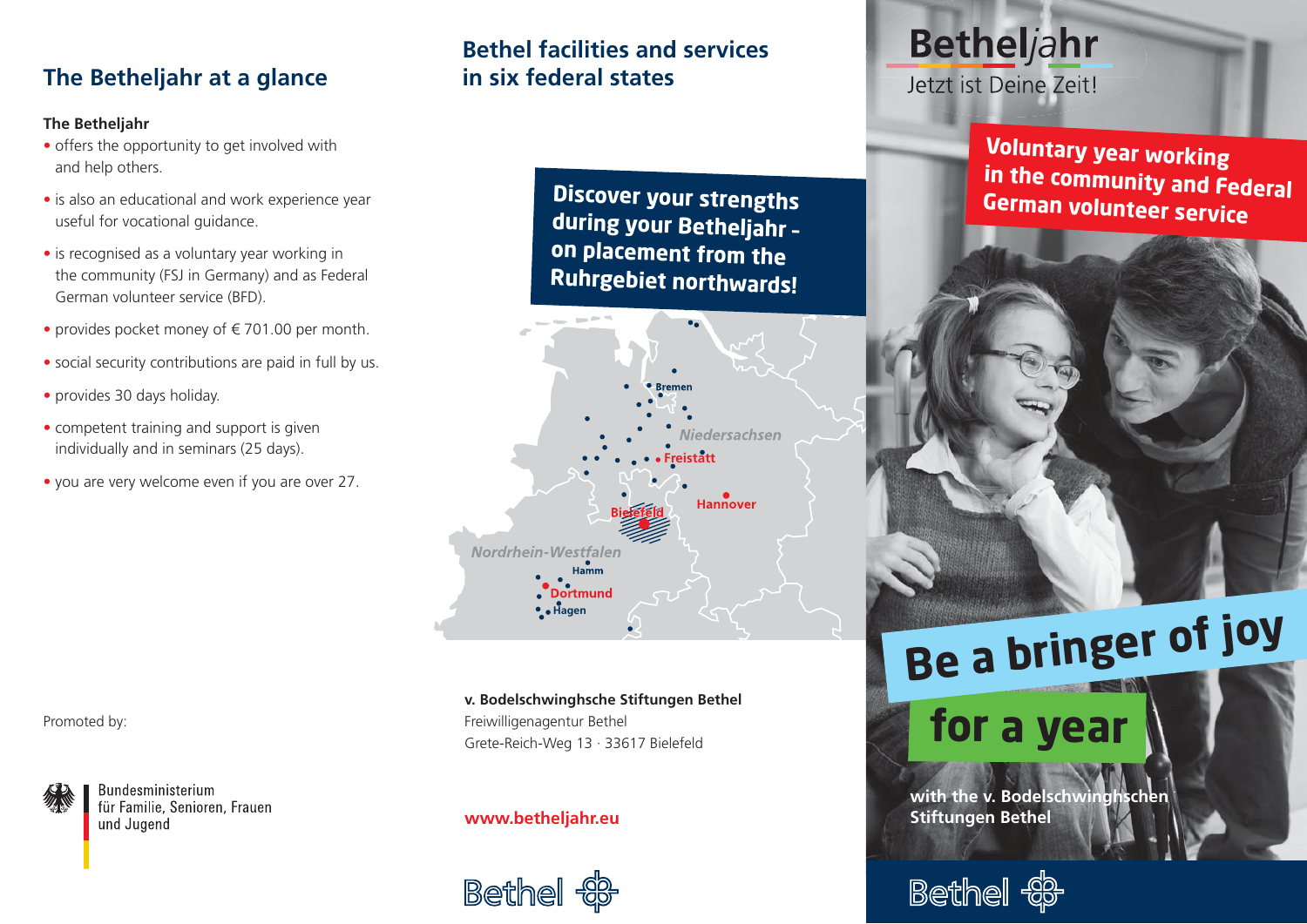## The Betheljahr at a glance

**The Betheljahr**

- offers the opportunity to get involved with and help others.
- is also an educational and work experience year useful for vocational guidance.
- is recognised as a voluntary year working in the community (FSJ in Germany) and as Federal German volunteer service (BFD).
- provides pocket money of € 701.00 per month.
- social security contributions are paid in full by us.
- provides 30 days holiday.
- competent training and support is given individually and in seminars (25 days).
- you are very welcome even if you are over 27.

Promoted by:

Bundesministerium für Familie, Senioren, Frauen und Jugend

## Bethel facilities and services in six federal states

**Discover your strengths during your Betheljahr – on placement from the Ruhrgebiet northwards!**

Bremen, Niedersachsen, Freistatt, Hannover, Bielefeld, Nordrhein-Westfalen, Hamm, Dortmund, Hagen

**v. Bodelschwinghsche Stiftungen Bethel**
Freiwilligenagentur Bethel
Grete-Reich-Weg 13 · 33617 Bielefeld

**www.betheljahr.eu**

Bethel

# Betheljahr

Jetzt ist Deine Zeit!

**Voluntary year working in the community and Federal German volunteer service**

# Be a bringer of joy for a year

**with the v. Bodelschwinghschen Stiftungen Bethel**

Bethel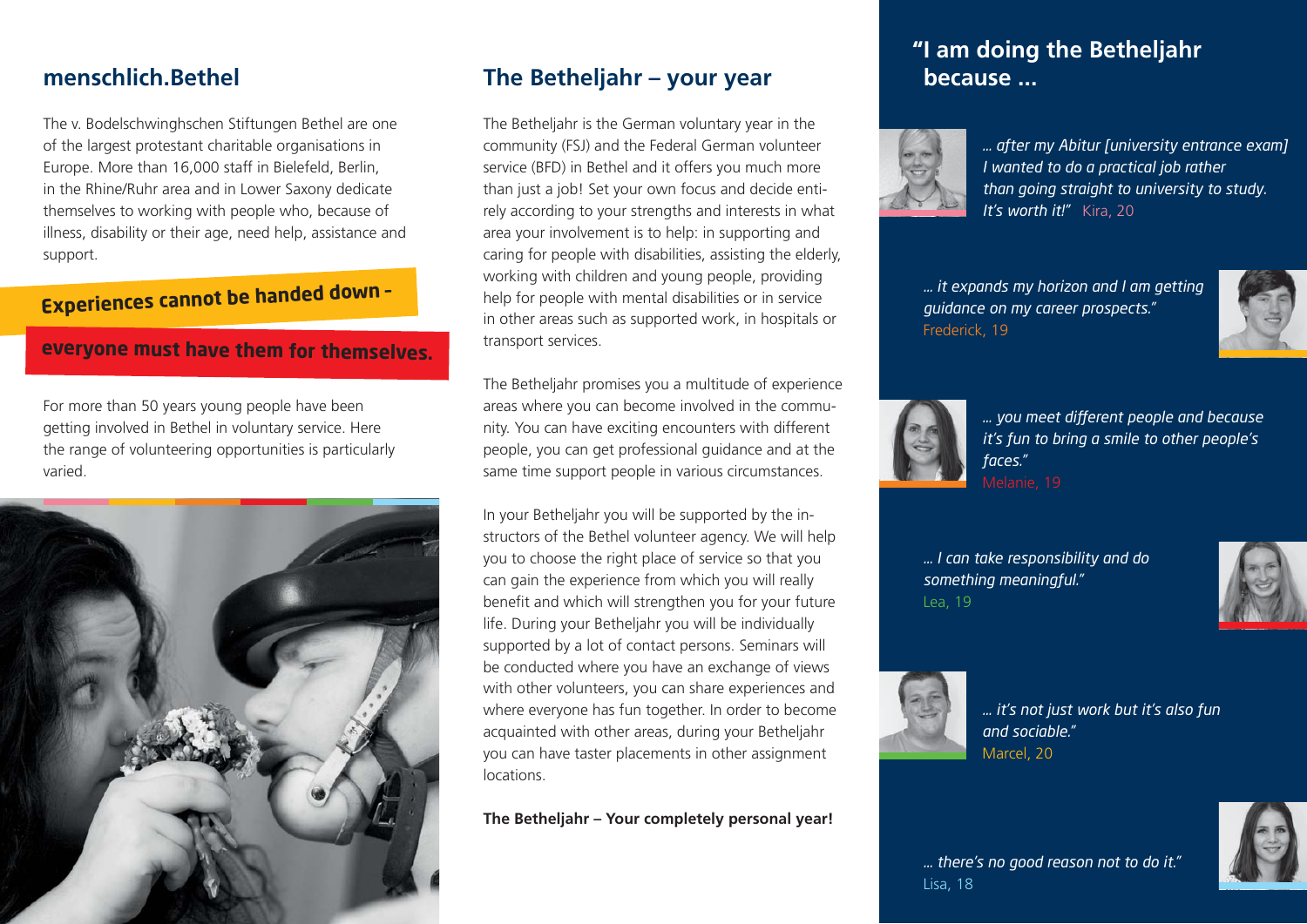## menschlich.Bethel

The v. Bodelschwinghschen Stiftungen Bethel are one of the largest protestant charitable organisations in Europe. More than 16,000 staff in Bielefeld, Berlin, in the Rhine/Ruhr area and in Lower Saxony dedicate themselves to working with people who, because of illness, disability or their age, need help, assistance and support.

**Experiences cannot be handed down – everyone must have them for themselves.**

For more than 50 years young people have been getting involved in Bethel in voluntary service. Here the range of volunteering opportunities is particularly varied.

## The Betheljahr – your year

The Betheljahr is the German voluntary year in the community (FSJ) and the Federal German volunteer service (BFD) in Bethel and it offers you much more than just a job! Set your own focus and decide entirely according to your strengths and interests in what area your involvement is to help: in supporting and caring for people with disabilities, assisting the elderly, working with children and young people, providing help for people with mental disabilities or in service in other areas such as supported work, in hospitals or transport services.

The Betheljahr promises you a multitude of experience areas where you can become involved in the community. You can have exciting encounters with different people, you can get professional guidance and at the same time support people in various circumstances.

In your Betheljahr you will be supported by the instructors of the Bethel volunteer agency. We will help you to choose the right place of service so that you can gain the experience from which you will really benefit and which will strengthen you for your future life. During your Betheljahr you will be individually supported by a lot of contact persons. Seminars will be conducted where you have an exchange of views with other volunteers, you can share experiences and where everyone has fun together. In order to become acquainted with other areas, during your Betheljahr you can have taster placements in other assignment locations.

**The Betheljahr – Your completely personal year!**

## "I am doing the Betheljahr because ...

*... after my Abitur [university entrance exam] I wanted to do a practical job rather than going straight to university to study. It's worth it!"* Kira, 20

*... it expands my horizon and I am getting guidance on my career prospects."* Frederick, 19

*... you meet different people and because it's fun to bring a smile to other people's faces."* Melanie, 19

*... I can take responsibility and do something meaningful."* Lea, 19

*... it's not just work but it's also fun and sociable."* Marcel, 20

*... there's no good reason not to do it."* Lisa, 18